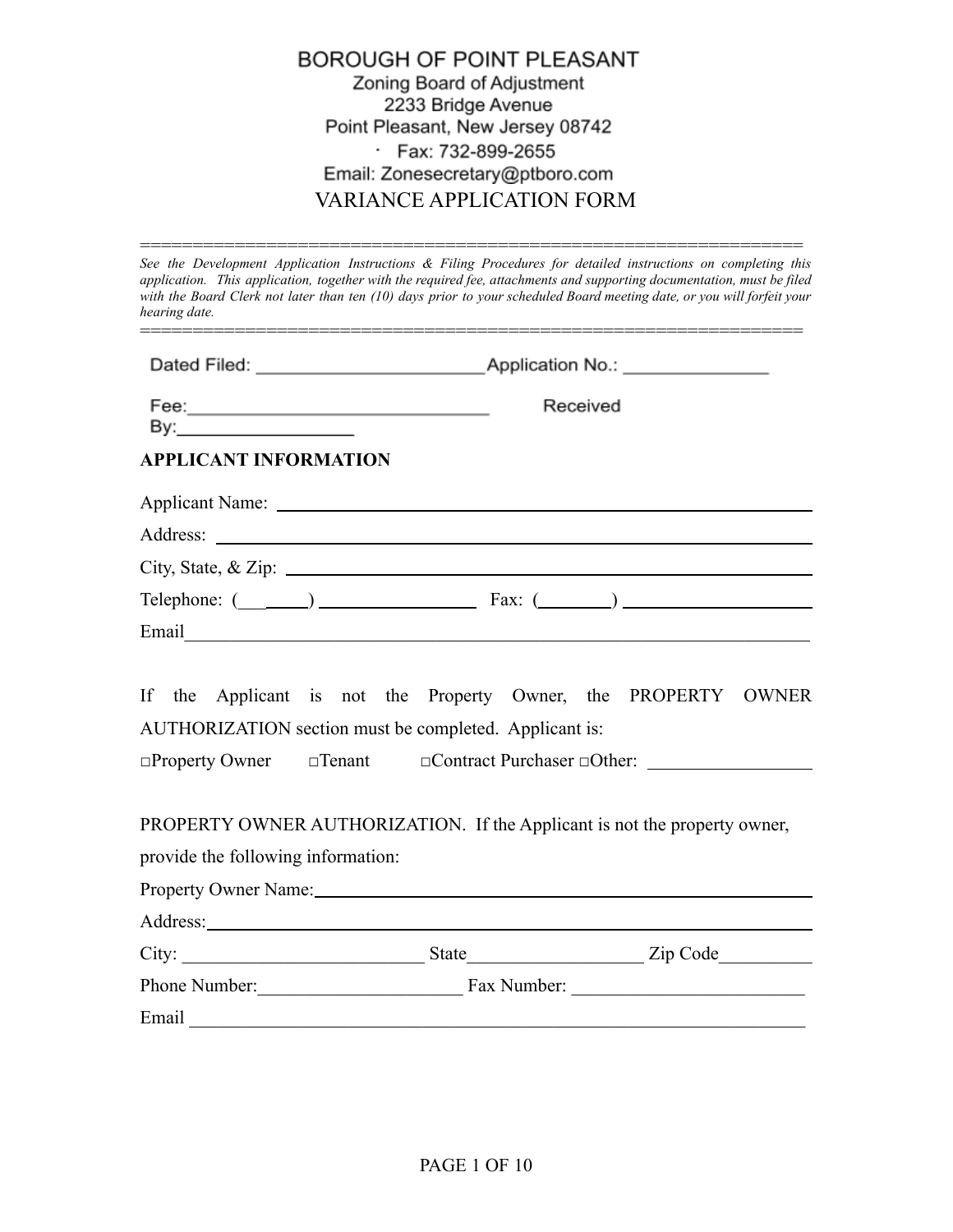# BOROUGH OF POINT PLEASANT

Zoning Board of Adjustment
2233 Bridge Avenue
Point Pleasant, New Jersey 08742
· Fax: 732-899-2655
Email: Zonesecretary@ptboro.com

## VARIANCE APPLICATION FORM

================================================================

*See the Development Application Instructions & Filing Procedures for detailed instructions on completing this application. This application, together with the required fee, attachments and supporting documentation, must be filed with the Board Clerk not later than ten (10) days prior to your scheduled Board meeting date, or you will forfeit your hearing date.*

================================================================

Dated Filed: ______________________ Application No.: ______________

Fee: ______________________________ Received By: __________________

**APPLICANT INFORMATION**

Applicant Name: ____________________________________________________________

Address: ____________________________________________________________

City, State, & Zip: ____________________________________________________________

Telephone: (______) ________________ Fax: (________) ____________________

Email____________________________________________________________

If the Applicant is not the Property Owner, the PROPERTY OWNER AUTHORIZATION section must be completed. Applicant is:

□Property Owner □Tenant □Contract Purchaser □Other: ________________

PROPERTY OWNER AUTHORIZATION. If the Applicant is not the property owner, provide the following information:

Property Owner Name:____________________________________________________________

Address:____________________________________________________________

City: __________________________ State__________________ Zip Code__________

Phone Number:______________________ Fax Number: _________________________

Email ____________________________________________________________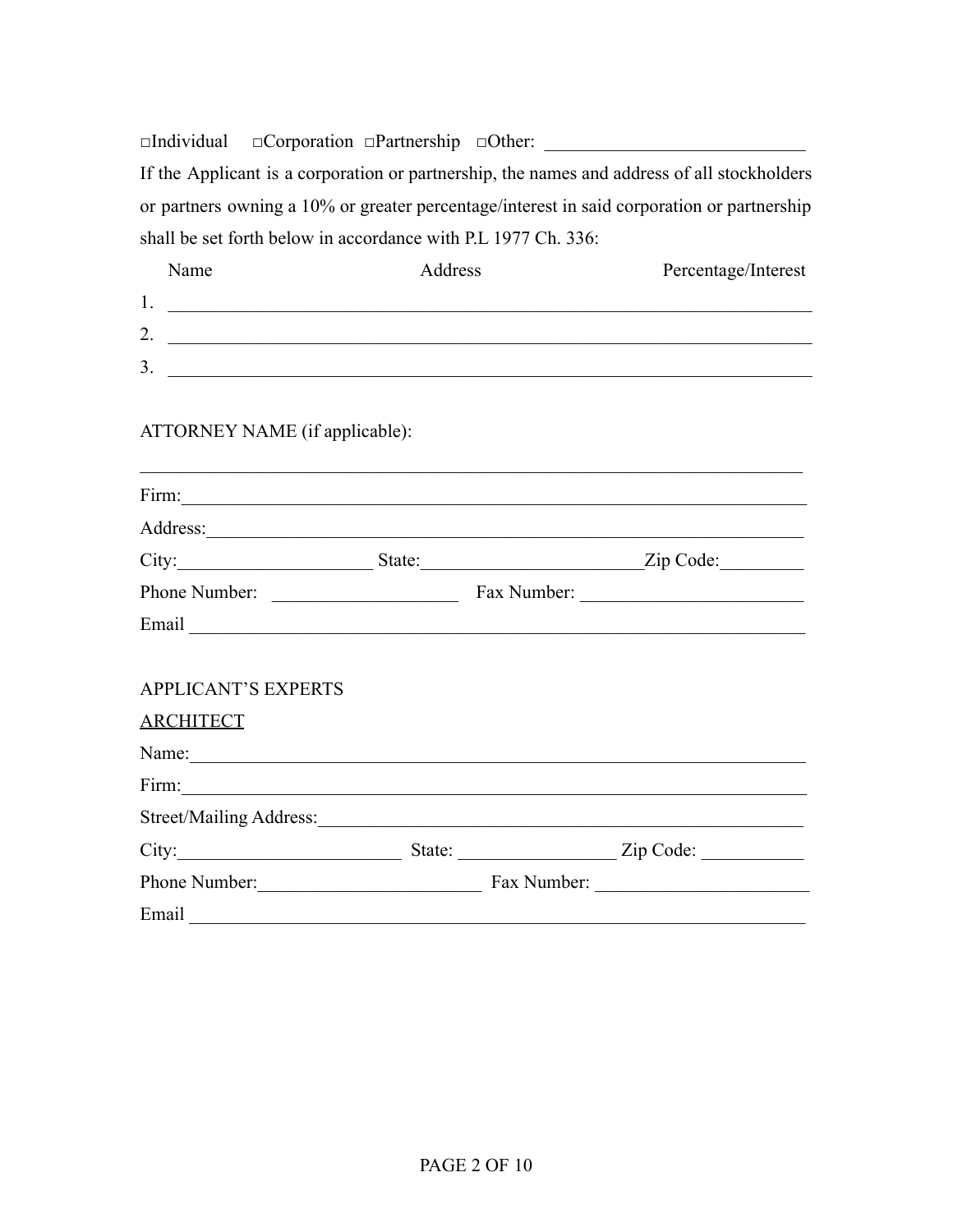□Individual □Corporation □Partnership □Other: ___________________________

If the Applicant is a corporation or partnership, the names and address of all stockholders or partners owning a 10% or greater percentage/interest in said corporation or partnership shall be set forth below in accordance with P.L 1977 Ch. 336:

| Name | Address | Percentage/Interest |
|---|---|---|
| 1. | | |
| 2. | | |
| 3. | | |

ATTORNEY NAME (if applicable):

___________________________________________________________________________

Firm: ___________________________________________________________________

Address: ________________________________________________________________

City: ____________________ State: ______________________ Zip Code: _________

Phone Number: ___________________ Fax Number: _______________________

Email ___________________________________________________________________

APPLICANT'S EXPERTS

<u>ARCHITECT</u>

Name: __________________________________________________________________

Firm: ___________________________________________________________________

Street/Mailing Address: ___________________________________________________

City: _______________________ State: ________________ Zip Code: ___________

Phone Number: _______________________ Fax Number: ______________________

Email ___________________________________________________________________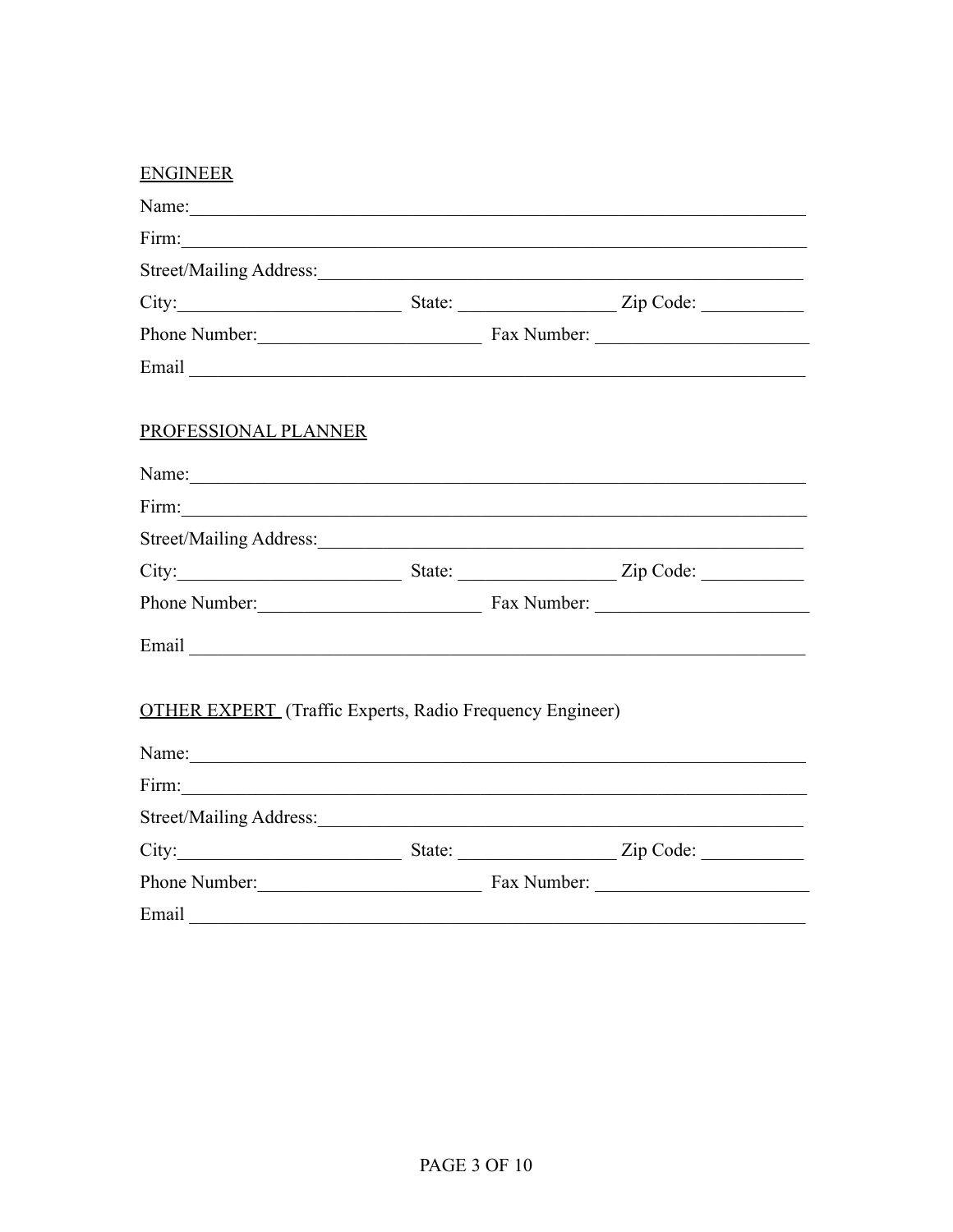<u>ENGINEER</u>

Name:\_\_\_\_\_\_\_\_\_\_\_\_\_\_\_\_\_\_\_\_\_\_\_\_\_\_\_\_\_\_\_\_\_\_\_\_\_\_\_\_\_\_\_\_\_\_\_\_\_\_\_\_\_\_\_\_\_\_\_\_\_\_\_\_

Firm:\_\_\_\_\_\_\_\_\_\_\_\_\_\_\_\_\_\_\_\_\_\_\_\_\_\_\_\_\_\_\_\_\_\_\_\_\_\_\_\_\_\_\_\_\_\_\_\_\_\_\_\_\_\_\_\_\_\_\_\_\_\_\_\_\_

Street/Mailing Address:\_\_\_\_\_\_\_\_\_\_\_\_\_\_\_\_\_\_\_\_\_\_\_\_\_\_\_\_\_\_\_\_\_\_\_\_\_\_\_\_\_\_\_\_\_\_\_\_\_\_

City:\_\_\_\_\_\_\_\_\_\_\_\_\_\_\_\_\_\_\_\_\_\_\_ State: \_\_\_\_\_\_\_\_\_\_\_\_\_\_\_\_\_ Zip Code: \_\_\_\_\_\_\_\_\_\_\_

Phone Number:\_\_\_\_\_\_\_\_\_\_\_\_\_\_\_\_\_\_\_\_\_\_\_\_ Fax Number: \_\_\_\_\_\_\_\_\_\_\_\_\_\_\_\_\_\_\_\_\_\_\_\_

Email \_\_\_\_\_\_\_\_\_\_\_\_\_\_\_\_\_\_\_\_\_\_\_\_\_\_\_\_\_\_\_\_\_\_\_\_\_\_\_\_\_\_\_\_\_\_\_\_\_\_\_\_\_\_\_\_\_\_\_\_\_\_\_\_\_

<u>PROFESSIONAL PLANNER</u>

Name:\_\_\_\_\_\_\_\_\_\_\_\_\_\_\_\_\_\_\_\_\_\_\_\_\_\_\_\_\_\_\_\_\_\_\_\_\_\_\_\_\_\_\_\_\_\_\_\_\_\_\_\_\_\_\_\_\_\_\_\_\_\_\_\_

Firm:\_\_\_\_\_\_\_\_\_\_\_\_\_\_\_\_\_\_\_\_\_\_\_\_\_\_\_\_\_\_\_\_\_\_\_\_\_\_\_\_\_\_\_\_\_\_\_\_\_\_\_\_\_\_\_\_\_\_\_\_\_\_\_\_\_

Street/Mailing Address:\_\_\_\_\_\_\_\_\_\_\_\_\_\_\_\_\_\_\_\_\_\_\_\_\_\_\_\_\_\_\_\_\_\_\_\_\_\_\_\_\_\_\_\_\_\_\_\_\_\_

City:\_\_\_\_\_\_\_\_\_\_\_\_\_\_\_\_\_\_\_\_\_\_\_ State: \_\_\_\_\_\_\_\_\_\_\_\_\_\_\_\_\_ Zip Code: \_\_\_\_\_\_\_\_\_\_\_

Phone Number:\_\_\_\_\_\_\_\_\_\_\_\_\_\_\_\_\_\_\_\_\_\_\_\_ Fax Number: \_\_\_\_\_\_\_\_\_\_\_\_\_\_\_\_\_\_\_\_\_\_\_\_

Email \_\_\_\_\_\_\_\_\_\_\_\_\_\_\_\_\_\_\_\_\_\_\_\_\_\_\_\_\_\_\_\_\_\_\_\_\_\_\_\_\_\_\_\_\_\_\_\_\_\_\_\_\_\_\_\_\_\_\_\_\_\_\_\_\_

<u>OTHER EXPERT</u> (Traffic Experts, Radio Frequency Engineer)

Name:\_\_\_\_\_\_\_\_\_\_\_\_\_\_\_\_\_\_\_\_\_\_\_\_\_\_\_\_\_\_\_\_\_\_\_\_\_\_\_\_\_\_\_\_\_\_\_\_\_\_\_\_\_\_\_\_\_\_\_\_\_\_\_\_

Firm:\_\_\_\_\_\_\_\_\_\_\_\_\_\_\_\_\_\_\_\_\_\_\_\_\_\_\_\_\_\_\_\_\_\_\_\_\_\_\_\_\_\_\_\_\_\_\_\_\_\_\_\_\_\_\_\_\_\_\_\_\_\_\_\_\_

Street/Mailing Address:\_\_\_\_\_\_\_\_\_\_\_\_\_\_\_\_\_\_\_\_\_\_\_\_\_\_\_\_\_\_\_\_\_\_\_\_\_\_\_\_\_\_\_\_\_\_\_\_\_\_

City:\_\_\_\_\_\_\_\_\_\_\_\_\_\_\_\_\_\_\_\_\_\_\_ State: \_\_\_\_\_\_\_\_\_\_\_\_\_\_\_\_\_ Zip Code: \_\_\_\_\_\_\_\_\_\_\_

Phone Number:\_\_\_\_\_\_\_\_\_\_\_\_\_\_\_\_\_\_\_\_\_\_\_\_ Fax Number: \_\_\_\_\_\_\_\_\_\_\_\_\_\_\_\_\_\_\_\_\_\_\_\_

Email \_\_\_\_\_\_\_\_\_\_\_\_\_\_\_\_\_\_\_\_\_\_\_\_\_\_\_\_\_\_\_\_\_\_\_\_\_\_\_\_\_\_\_\_\_\_\_\_\_\_\_\_\_\_\_\_\_\_\_\_\_\_\_\_\_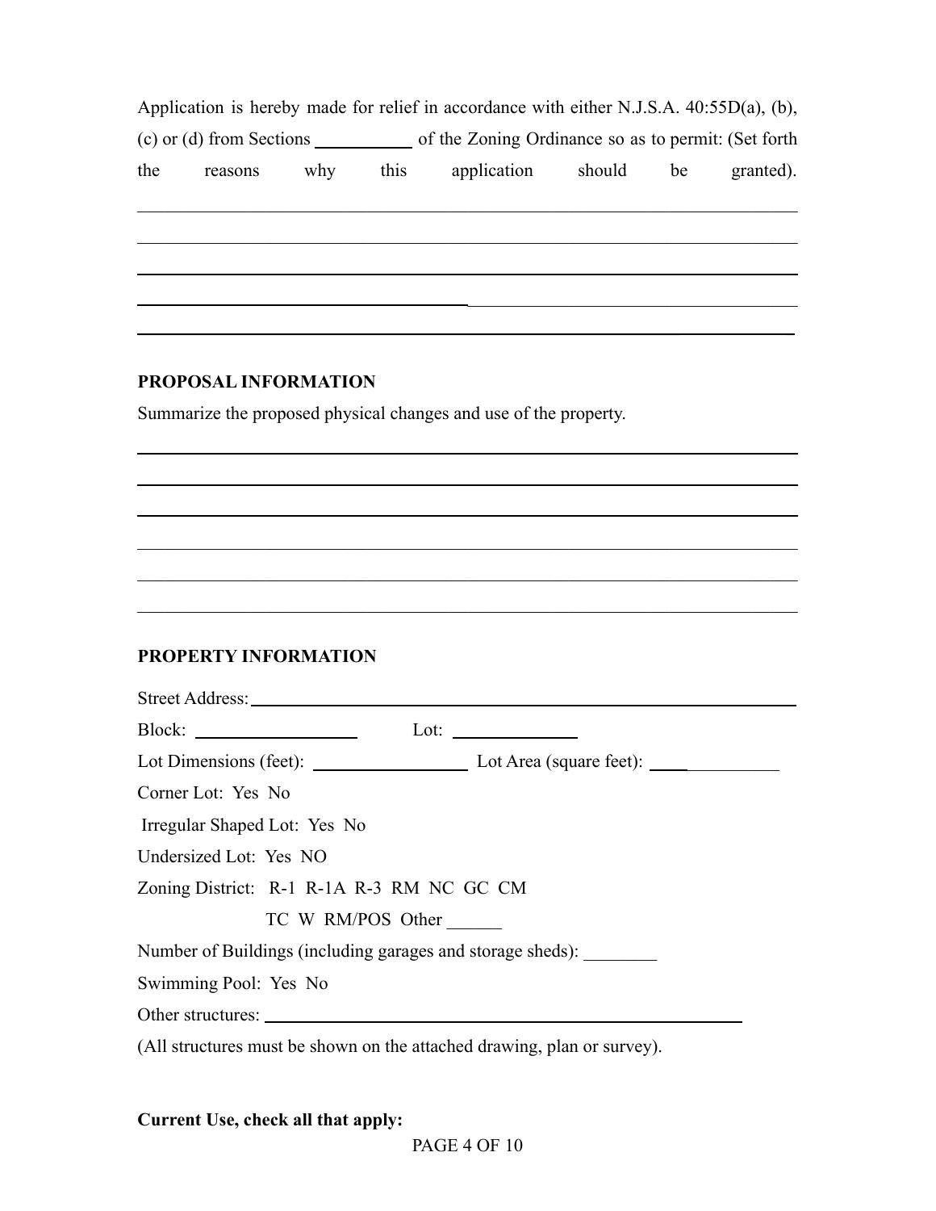Application is hereby made for relief in accordance with either N.J.S.A. 40:55D(a), (b), (c) or (d) from Sections __________ of the Zoning Ordinance so as to permit: (Set forth the reasons why this application should be granted).

______________________________________________________________________________

______________________________________________________________________________

______________________________________________________________________________

______________________________________________________________________________

______________________________________________________________________________

**PROPOSAL INFORMATION**

Summarize the proposed physical changes and use of the property.

______________________________________________________________________________

______________________________________________________________________________

______________________________________________________________________________

______________________________________________________________________________

______________________________________________________________________________

______________________________________________________________________________

**PROPERTY INFORMATION**

Street Address: ______________________________________________________________

Block: __________________ Lot: _____________

Lot Dimensions (feet): _________________ Lot Area (square feet): _______________

Corner Lot: Yes No

Irregular Shaped Lot: Yes No

Undersized Lot: Yes NO

Zoning District: R-1 R-1A R-3 RM NC GC CM
TC W RM/POS Other ______

Number of Buildings (including garages and storage sheds): ________

Swimming Pool: Yes No

Other structures: _____________________________________________________

(All structures must be shown on the attached drawing, plan or survey).

**Current Use, check all that apply:**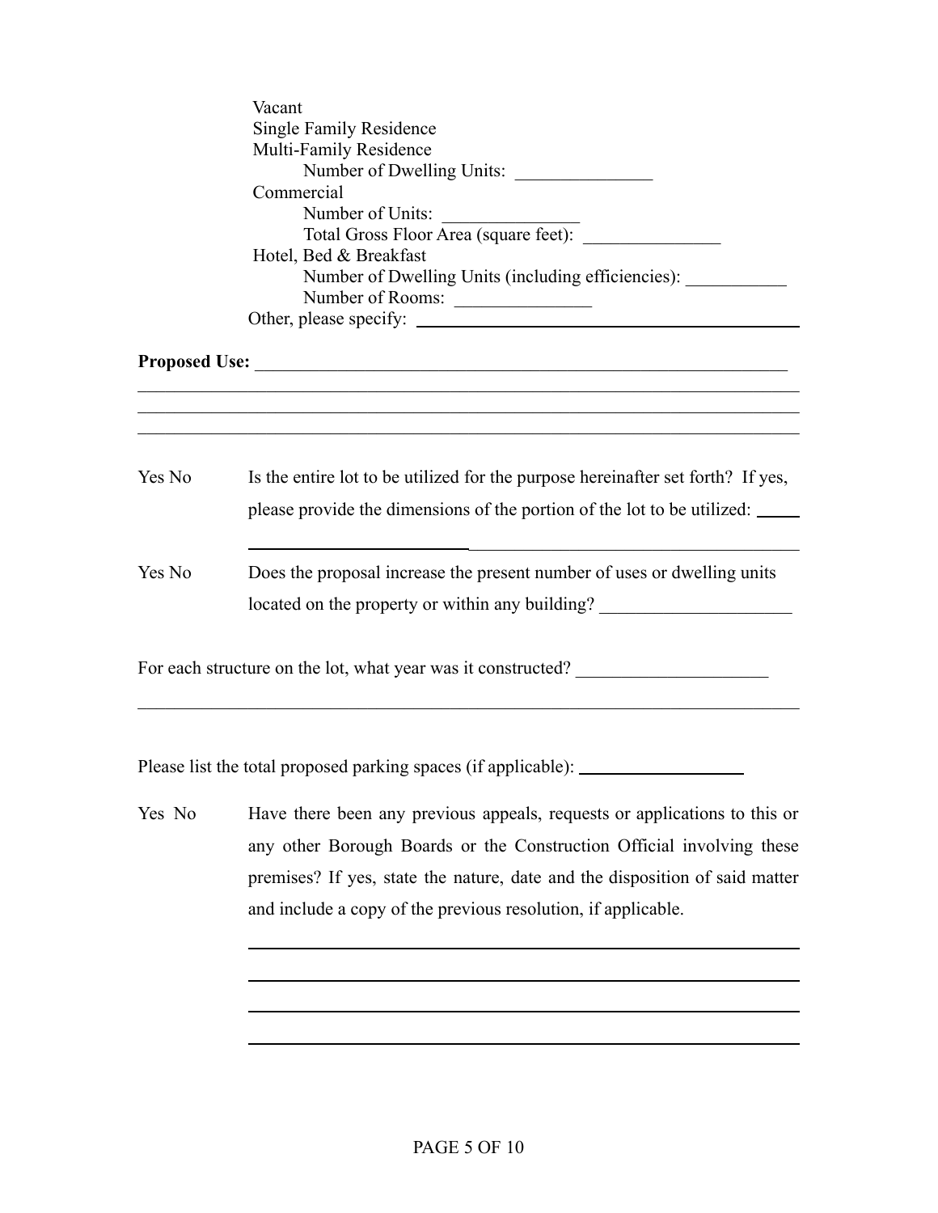Vacant
Single Family Residence
Multi-Family Residence
    Number of Dwelling Units: _______________
Commercial
    Number of Units: _______________
    Total Gross Floor Area (square feet): _______________
Hotel, Bed & Breakfast
    Number of Dwelling Units (including efficiencies): ___________
    Number of Rooms: _______________
Other, please specify: _____________________________________________

**Proposed Use:** ______________________________________________________________
_________________________________________________________________________
_________________________________________________________________________
_________________________________________________________________________

Yes No    Is the entire lot to be utilized for the purpose hereinafter set forth? If yes, please provide the dimensions of the portion of the lot to be utilized: _____
_________________________________________________________________

Yes No    Does the proposal increase the present number of uses or dwelling units located on the property or within any building? _____________________

For each structure on the lot, what year was it constructed? _____________________
_________________________________________________________________________

Please list the total proposed parking spaces (if applicable): __________________

Yes No    Have there been any previous appeals, requests or applications to this or any other Borough Boards or the Construction Official involving these premises? If yes, state the nature, date and the disposition of said matter and include a copy of the previous resolution, if applicable.

_________________________________________________________________
_________________________________________________________________
_________________________________________________________________
_________________________________________________________________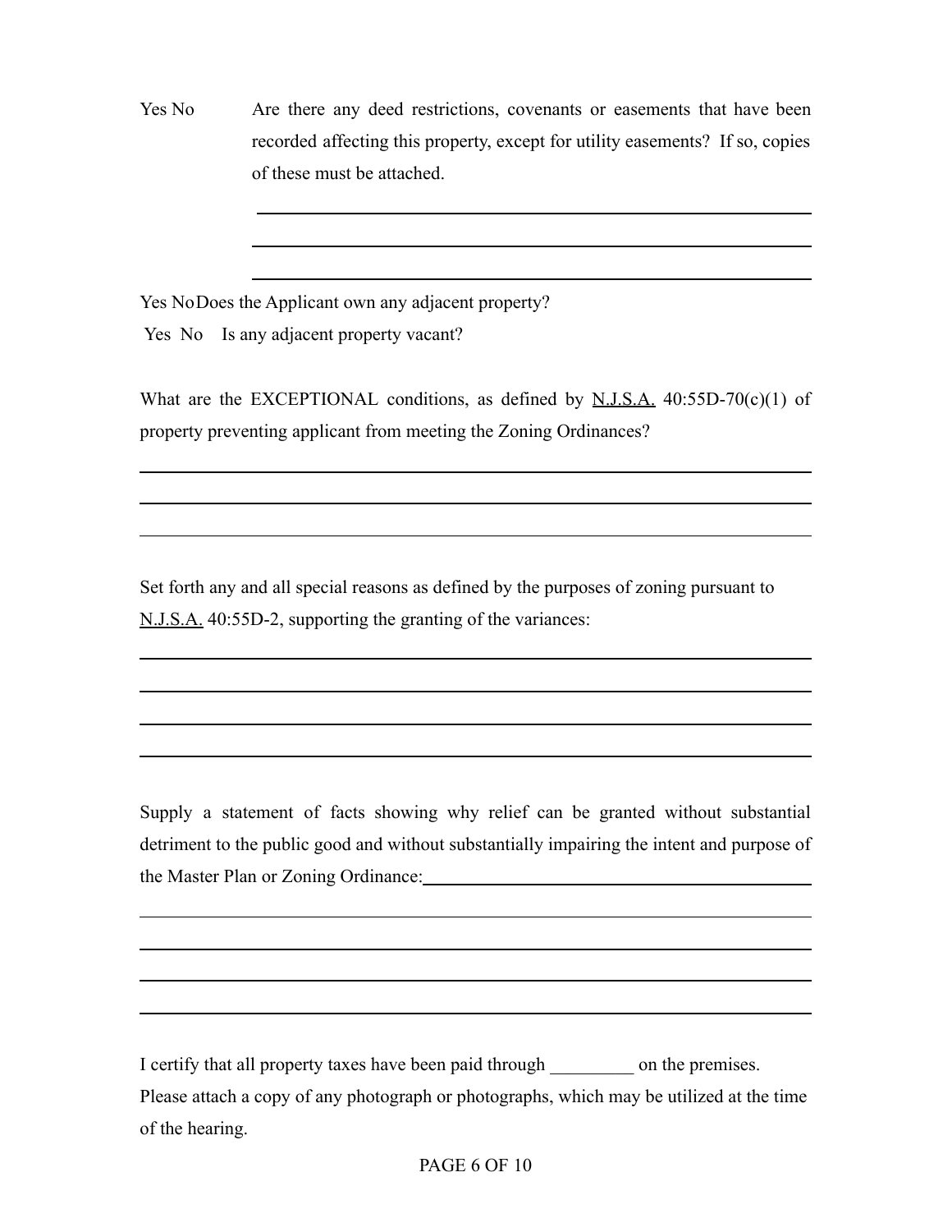Yes No Are there any deed restrictions, covenants or easements that have been recorded affecting this property, except for utility easements? If so, copies of these must be attached.

\_\_\_\_\_\_\_\_\_\_\_\_\_\_\_\_\_\_\_\_\_\_\_\_\_\_\_\_\_\_\_\_\_\_\_\_\_\_\_\_\_\_\_\_\_\_\_\_\_\_\_\_\_\_\_\_

\_\_\_\_\_\_\_\_\_\_\_\_\_\_\_\_\_\_\_\_\_\_\_\_\_\_\_\_\_\_\_\_\_\_\_\_\_\_\_\_\_\_\_\_\_\_\_\_\_\_\_\_\_\_\_\_

\_\_\_\_\_\_\_\_\_\_\_\_\_\_\_\_\_\_\_\_\_\_\_\_\_\_\_\_\_\_\_\_\_\_\_\_\_\_\_\_\_\_\_\_\_\_\_\_\_\_\_\_\_\_\_\_

Yes No Does the Applicant own any adjacent property?

Yes No Is any adjacent property vacant?

What are the EXCEPTIONAL conditions, as defined by N.J.S.A. 40:55D-70(c)(1) of property preventing applicant from meeting the Zoning Ordinances?

\_\_\_\_\_\_\_\_\_\_\_\_\_\_\_\_\_\_\_\_\_\_\_\_\_\_\_\_\_\_\_\_\_\_\_\_\_\_\_\_\_\_\_\_\_\_\_\_\_\_\_\_\_\_\_\_\_\_\_\_\_\_\_\_

\_\_\_\_\_\_\_\_\_\_\_\_\_\_\_\_\_\_\_\_\_\_\_\_\_\_\_\_\_\_\_\_\_\_\_\_\_\_\_\_\_\_\_\_\_\_\_\_\_\_\_\_\_\_\_\_\_\_\_\_\_\_\_\_

\_\_\_\_\_\_\_\_\_\_\_\_\_\_\_\_\_\_\_\_\_\_\_\_\_\_\_\_\_\_\_\_\_\_\_\_\_\_\_\_\_\_\_\_\_\_\_\_\_\_\_\_\_\_\_\_\_\_\_\_\_\_\_\_

Set forth any and all special reasons as defined by the purposes of zoning pursuant to N.J.S.A. 40:55D-2, supporting the granting of the variances:

\_\_\_\_\_\_\_\_\_\_\_\_\_\_\_\_\_\_\_\_\_\_\_\_\_\_\_\_\_\_\_\_\_\_\_\_\_\_\_\_\_\_\_\_\_\_\_\_\_\_\_\_\_\_\_\_\_\_\_\_\_\_\_\_

\_\_\_\_\_\_\_\_\_\_\_\_\_\_\_\_\_\_\_\_\_\_\_\_\_\_\_\_\_\_\_\_\_\_\_\_\_\_\_\_\_\_\_\_\_\_\_\_\_\_\_\_\_\_\_\_\_\_\_\_\_\_\_\_

\_\_\_\_\_\_\_\_\_\_\_\_\_\_\_\_\_\_\_\_\_\_\_\_\_\_\_\_\_\_\_\_\_\_\_\_\_\_\_\_\_\_\_\_\_\_\_\_\_\_\_\_\_\_\_\_\_\_\_\_\_\_\_\_

\_\_\_\_\_\_\_\_\_\_\_\_\_\_\_\_\_\_\_\_\_\_\_\_\_\_\_\_\_\_\_\_\_\_\_\_\_\_\_\_\_\_\_\_\_\_\_\_\_\_\_\_\_\_\_\_\_\_\_\_\_\_\_\_

Supply a statement of facts showing why relief can be granted without substantial detriment to the public good and without substantially impairing the intent and purpose of the Master Plan or Zoning Ordinance:\_\_\_\_\_\_\_\_\_\_\_\_\_\_\_\_\_\_\_\_\_\_\_\_\_\_\_\_\_\_\_\_\_\_\_\_

\_\_\_\_\_\_\_\_\_\_\_\_\_\_\_\_\_\_\_\_\_\_\_\_\_\_\_\_\_\_\_\_\_\_\_\_\_\_\_\_\_\_\_\_\_\_\_\_\_\_\_\_\_\_\_\_\_\_\_\_\_\_\_\_

\_\_\_\_\_\_\_\_\_\_\_\_\_\_\_\_\_\_\_\_\_\_\_\_\_\_\_\_\_\_\_\_\_\_\_\_\_\_\_\_\_\_\_\_\_\_\_\_\_\_\_\_\_\_\_\_\_\_\_\_\_\_\_\_

\_\_\_\_\_\_\_\_\_\_\_\_\_\_\_\_\_\_\_\_\_\_\_\_\_\_\_\_\_\_\_\_\_\_\_\_\_\_\_\_\_\_\_\_\_\_\_\_\_\_\_\_\_\_\_\_\_\_\_\_\_\_\_\_

\_\_\_\_\_\_\_\_\_\_\_\_\_\_\_\_\_\_\_\_\_\_\_\_\_\_\_\_\_\_\_\_\_\_\_\_\_\_\_\_\_\_\_\_\_\_\_\_\_\_\_\_\_\_\_\_\_\_\_\_\_\_\_\_

I certify that all property taxes have been paid through \_\_\_\_\_\_\_\_\_ on the premises.

Please attach a copy of any photograph or photographs, which may be utilized at the time of the hearing.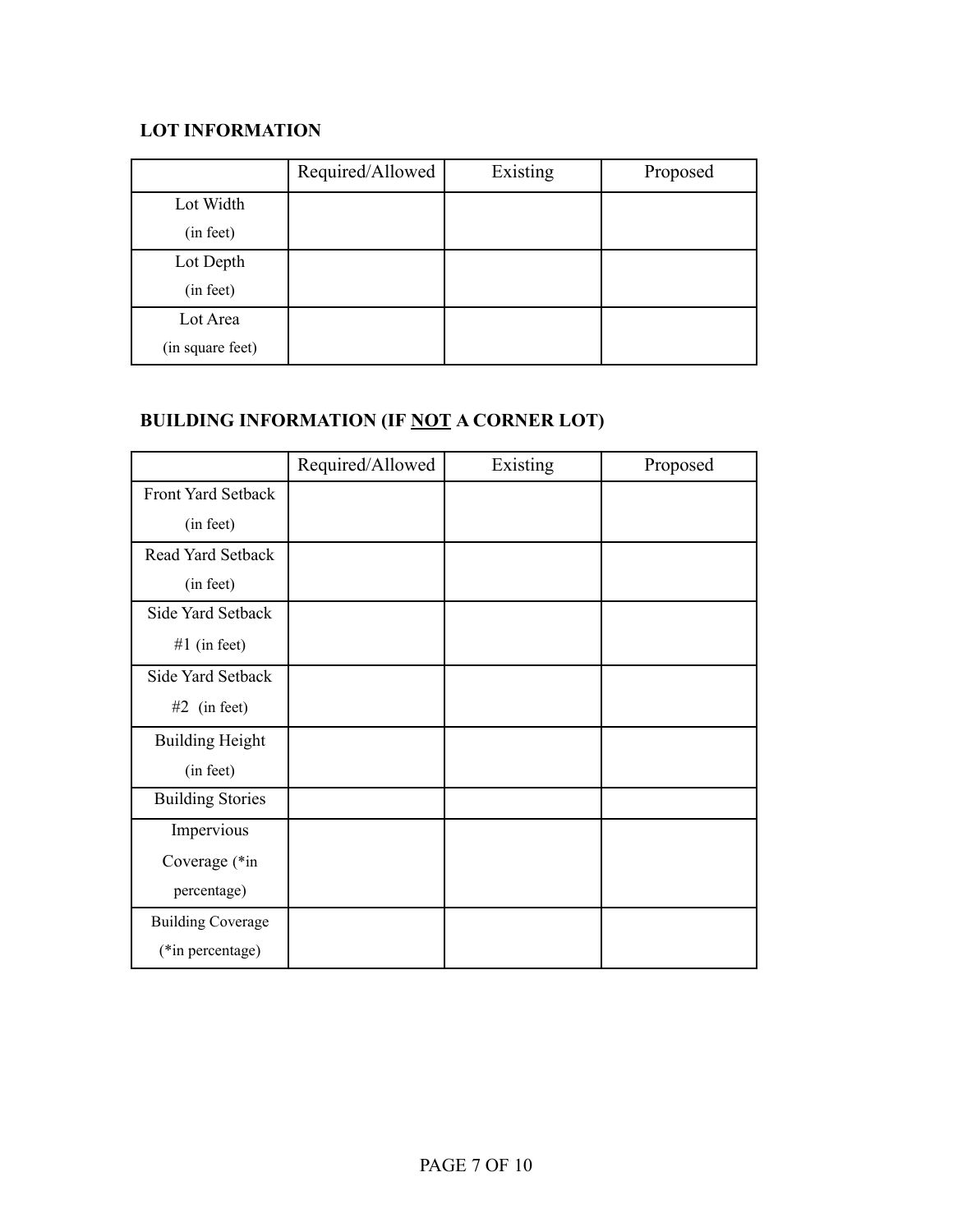**LOT INFORMATION**

| | Required/Allowed | Existing | Proposed |
|---|---|---|---|
| Lot Width (in feet) | | | |
| Lot Depth (in feet) | | | |
| Lot Area (in square feet) | | | |

**BUILDING INFORMATION (IF <u>NOT</u> A CORNER LOT)**

| | Required/Allowed | Existing | Proposed |
|---|---|---|---|
| Front Yard Setback (in feet) | | | |
| Read Yard Setback (in feet) | | | |
| Side Yard Setback #1 (in feet) | | | |
| Side Yard Setback #2 (in feet) | | | |
| Building Height (in feet) | | | |
| Building Stories | | | |
| Impervious Coverage (*in percentage) | | | |
| Building Coverage (*in percentage) | | | |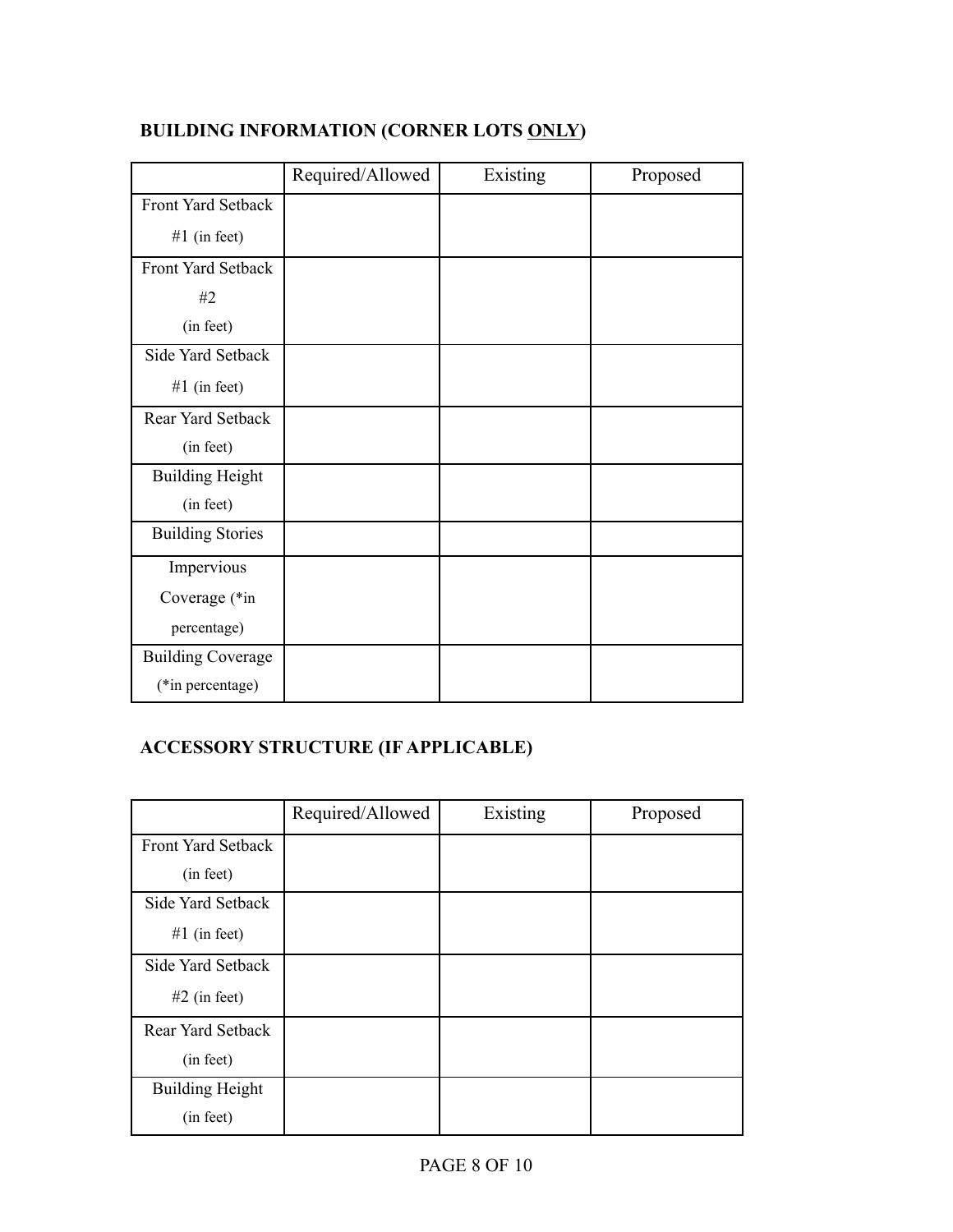**BUILDING INFORMATION (CORNER LOTS <u>ONLY</u>)**

| | Required/Allowed | Existing | Proposed |
|---|---|---|---|
| Front Yard Setback #1 (in feet) | | | |
| Front Yard Setback #2 (in feet) | | | |
| Side Yard Setback #1 (in feet) | | | |
| Rear Yard Setback (in feet) | | | |
| Building Height (in feet) | | | |
| Building Stories | | | |
| Impervious Coverage (*in percentage) | | | |
| Building Coverage (*in percentage) | | | |

**ACCESSORY STRUCTURE (IF APPLICABLE)**

| | Required/Allowed | Existing | Proposed |
|---|---|---|---|
| Front Yard Setback (in feet) | | | |
| Side Yard Setback #1 (in feet) | | | |
| Side Yard Setback #2 (in feet) | | | |
| Rear Yard Setback (in feet) | | | |
| Building Height (in feet) | | | |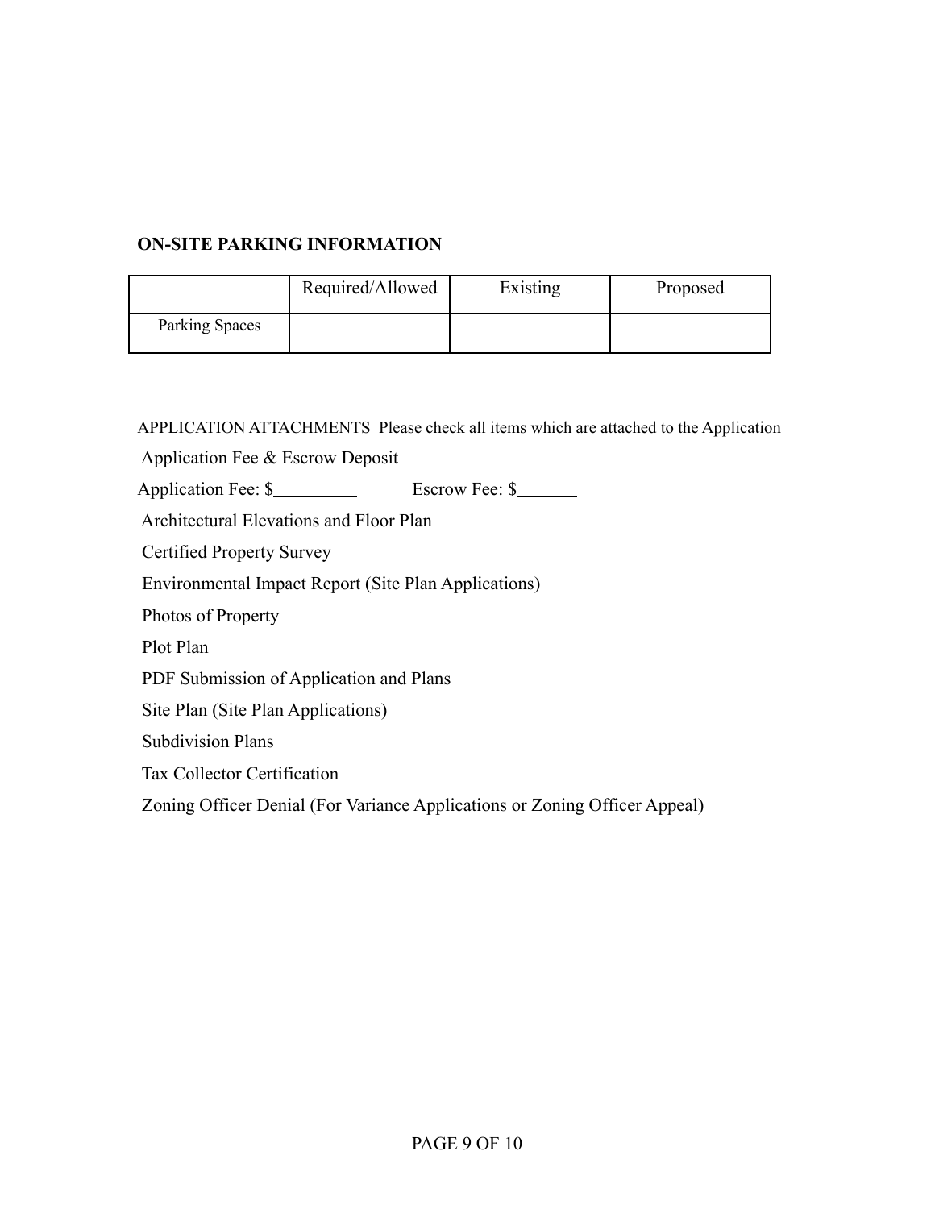**ON-SITE PARKING INFORMATION**

| | Required/Allowed | Existing | Proposed |
|---|---|---|---|
| Parking Spaces | | | |

APPLICATION ATTACHMENTS Please check all items which are attached to the Application

Application Fee & Escrow Deposit

Application Fee: $\_\_\_\_\_\_\_\_\_ Escrow Fee: $\_\_\_\_\_\_\_

Architectural Elevations and Floor Plan

Certified Property Survey

Environmental Impact Report (Site Plan Applications)

Photos of Property

Plot Plan

PDF Submission of Application and Plans

Site Plan (Site Plan Applications)

Subdivision Plans

Tax Collector Certification

Zoning Officer Denial (For Variance Applications or Zoning Officer Appeal)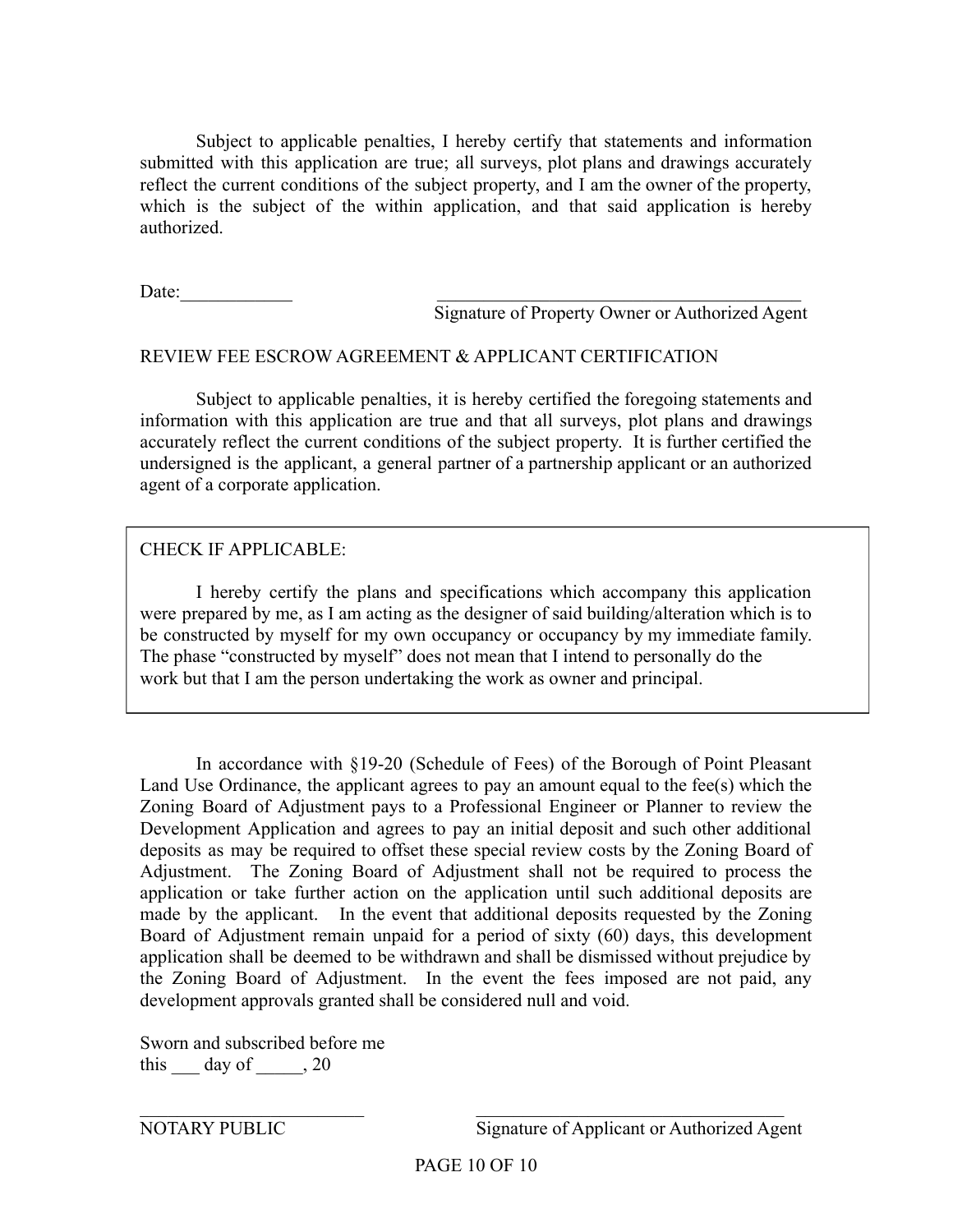Subject to applicable penalties, I hereby certify that statements and information submitted with this application are true; all surveys, plot plans and drawings accurately reflect the current conditions of the subject property, and I am the owner of the property, which is the subject of the within application, and that said application is hereby authorized.

Date:____________ ________________________________________

Signature of Property Owner or Authorized Agent

REVIEW FEE ESCROW AGREEMENT & APPLICANT CERTIFICATION

Subject to applicable penalties, it is hereby certified the foregoing statements and information with this application are true and that all surveys, plot plans and drawings accurately reflect the current conditions of the subject property. It is further certified the undersigned is the applicant, a general partner of a partnership applicant or an authorized agent of a corporate application.

CHECK IF APPLICABLE:

I hereby certify the plans and specifications which accompany this application were prepared by me, as I am acting as the designer of said building/alteration which is to be constructed by myself for my own occupancy or occupancy by my immediate family. The phase "constructed by myself" does not mean that I intend to personally do the work but that I am the person undertaking the work as owner and principal.

In accordance with §19-20 (Schedule of Fees) of the Borough of Point Pleasant Land Use Ordinance, the applicant agrees to pay an amount equal to the fee(s) which the Zoning Board of Adjustment pays to a Professional Engineer or Planner to review the Development Application and agrees to pay an initial deposit and such other additional deposits as may be required to offset these special review costs by the Zoning Board of Adjustment. The Zoning Board of Adjustment shall not be required to process the application or take further action on the application until such additional deposits are made by the applicant. In the event that additional deposits requested by the Zoning Board of Adjustment remain unpaid for a period of sixty (60) days, this development application shall be deemed to be withdrawn and shall be dismissed without prejudice by the Zoning Board of Adjustment. In the event the fees imposed are not paid, any development approvals granted shall be considered null and void.

Sworn and subscribed before me
this ___ day of _____, 20

_________________________ ___________________________________

NOTARY PUBLIC Signature of Applicant or Authorized Agent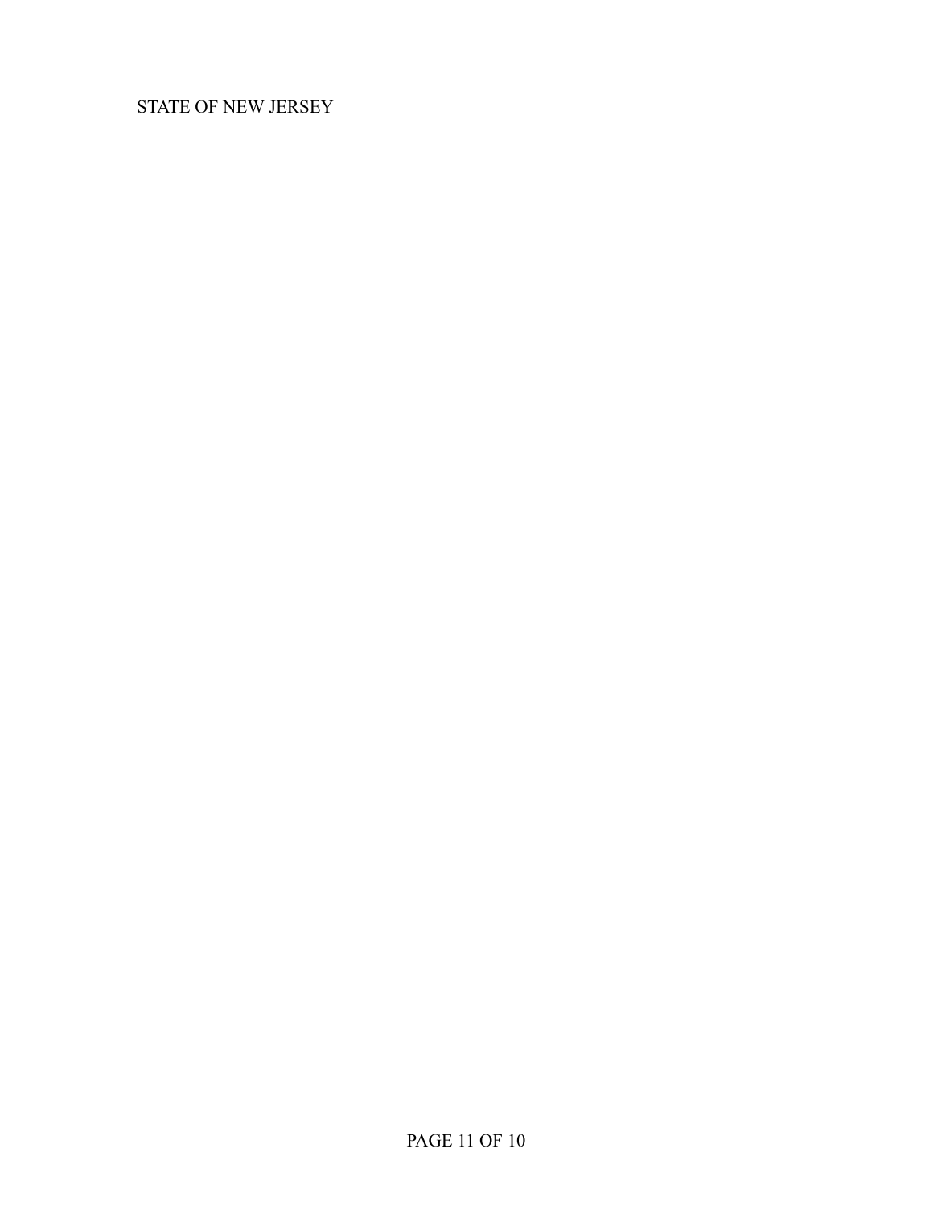STATE OF NEW JERSEY